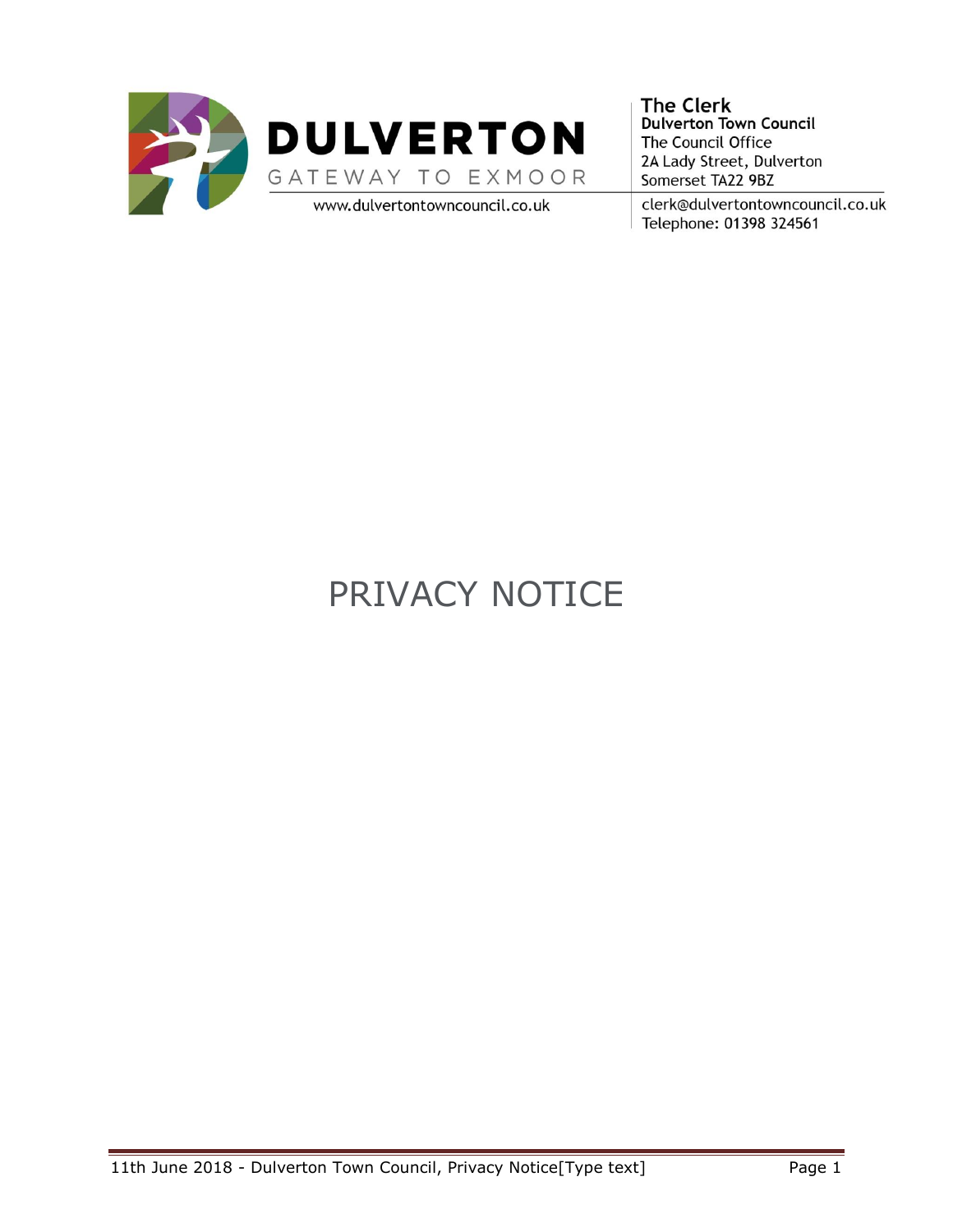**DULVERTON**
GATEWAY TO EXMOOR
www.dulvertontowncouncil.co.uk

**The Clerk**
**Dulverton Town Council**
The Council Office
2A Lady Street, Dulverton
Somerset TA22 9BZ
clerk@dulvertontowncouncil.co.uk
Telephone: 01398 324561

# PRIVACY NOTICE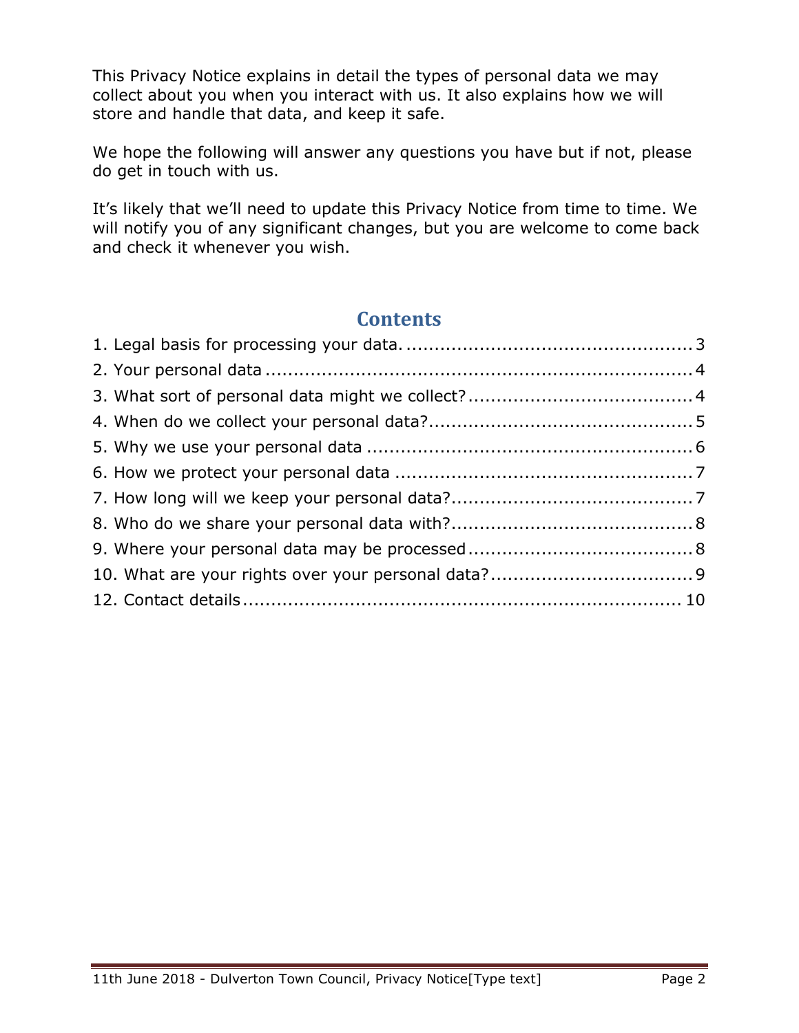This Privacy Notice explains in detail the types of personal data we may collect about you when you interact with us. It also explains how we will store and handle that data, and keep it safe.

We hope the following will answer any questions you have but if not, please do get in touch with us.

It's likely that we'll need to update this Privacy Notice from time to time. We will notify you of any significant changes, but you are welcome to come back and check it whenever you wish.

## Contents

1. Legal basis for processing your data. .................................................. 3
2. Your personal data .......................................................................... 4
3. What sort of personal data might we collect? ....................................... 4
4. When do we collect your personal data? .............................................. 5
5. Why we use your personal data ......................................................... 6
6. How we protect your personal data .................................................... 7
7. How long will we keep your personal data? .......................................... 7
8. Who do we share your personal data with? .......................................... 8
9. Where your personal data may be processed ........................................ 8
10. What are your rights over your personal data? ................................... 9
12. Contact details .............................................................................. 10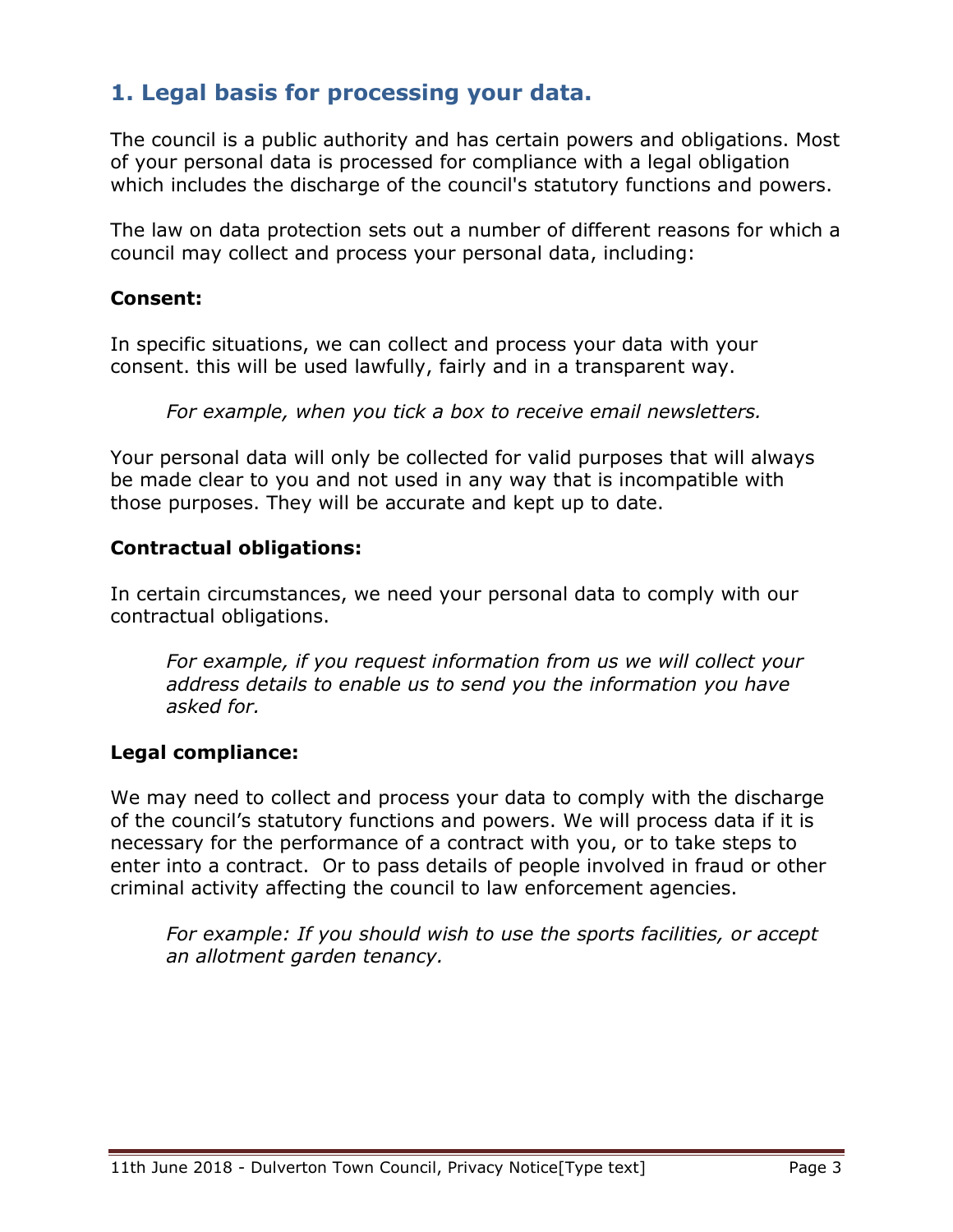## 1. Legal basis for processing your data.

The council is a public authority and has certain powers and obligations. Most of your personal data is processed for compliance with a legal obligation which includes the discharge of the council's statutory functions and powers.

The law on data protection sets out a number of different reasons for which a council may collect and process your personal data, including:

**Consent:**

In specific situations, we can collect and process your data with your consent. this will be used lawfully, fairly and in a transparent way.

> *For example, when you tick a box to receive email newsletters.*

Your personal data will only be collected for valid purposes that will always be made clear to you and not used in any way that is incompatible with those purposes. They will be accurate and kept up to date.

**Contractual obligations:**

In certain circumstances, we need your personal data to comply with our contractual obligations.

> *For example, if you request information from us we will collect your address details to enable us to send you the information you have asked for.*

**Legal compliance:**

We may need to collect and process your data to comply with the discharge of the council's statutory functions and powers. We will process data if it is necessary for the performance of a contract with you, or to take steps to enter into a contract. Or to pass details of people involved in fraud or other criminal activity affecting the council to law enforcement agencies.

> *For example: If you should wish to use the sports facilities, or accept an allotment garden tenancy.*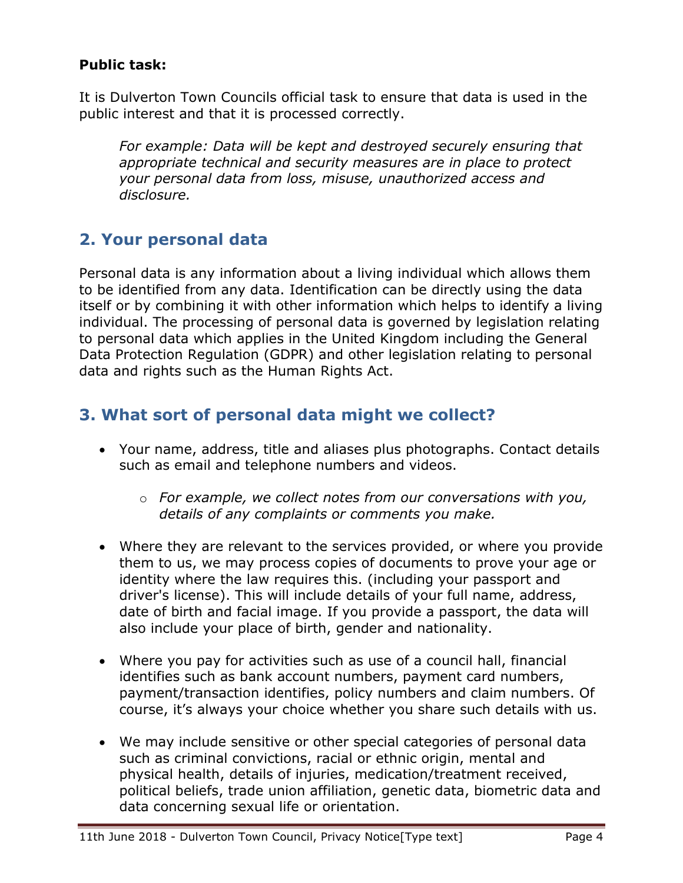**Public task:**

It is Dulverton Town Councils official task to ensure that data is used in the public interest and that it is processed correctly.

> *For example: Data will be kept and destroyed securely ensuring that appropriate technical and security measures are in place to protect your personal data from loss, misuse, unauthorized access and disclosure.*

## 2. Your personal data

Personal data is any information about a living individual which allows them to be identified from any data. Identification can be directly using the data itself or by combining it with other information which helps to identify a living individual. The processing of personal data is governed by legislation relating to personal data which applies in the United Kingdom including the General Data Protection Regulation (GDPR) and other legislation relating to personal data and rights such as the Human Rights Act.

## 3. What sort of personal data might we collect?

- Your name, address, title and aliases plus photographs. Contact details such as email and telephone numbers and videos.
    - *For example, we collect notes from our conversations with you, details of any complaints or comments you make.*
- Where they are relevant to the services provided, or where you provide them to us, we may process copies of documents to prove your age or identity where the law requires this. (including your passport and driver's license). This will include details of your full name, address, date of birth and facial image. If you provide a passport, the data will also include your place of birth, gender and nationality.
- Where you pay for activities such as use of a council hall, financial identifies such as bank account numbers, payment card numbers, payment/transaction identifies, policy numbers and claim numbers. Of course, it's always your choice whether you share such details with us.
- We may include sensitive or other special categories of personal data such as criminal convictions, racial or ethnic origin, mental and physical health, details of injuries, medication/treatment received, political beliefs, trade union affiliation, genetic data, biometric data and data concerning sexual life or orientation.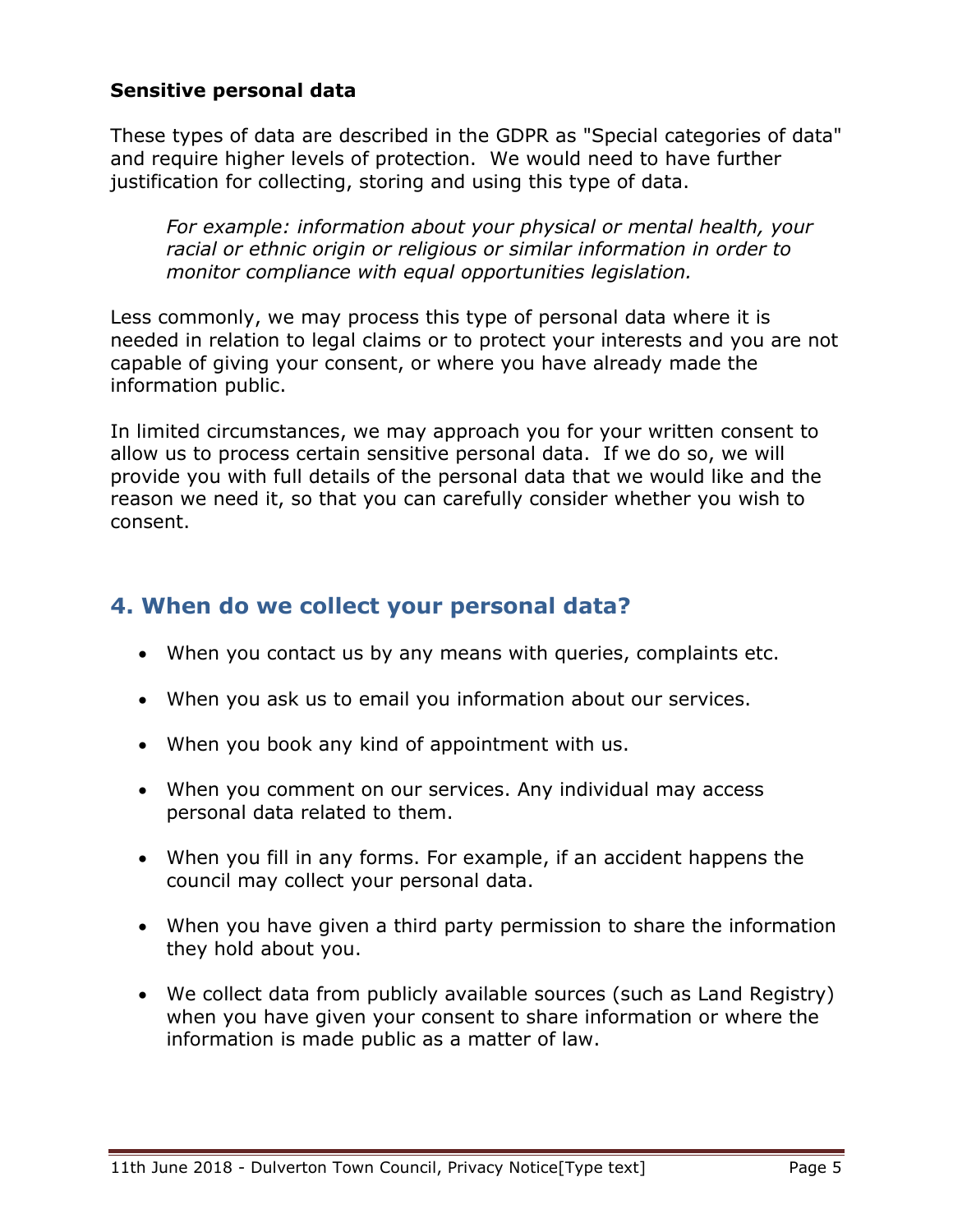**Sensitive personal data**

These types of data are described in the GDPR as "Special categories of data" and require higher levels of protection. We would need to have further justification for collecting, storing and using this type of data.

> *For example: information about your physical or mental health, your racial or ethnic origin or religious or similar information in order to monitor compliance with equal opportunities legislation.*

Less commonly, we may process this type of personal data where it is needed in relation to legal claims or to protect your interests and you are not capable of giving your consent, or where you have already made the information public.

In limited circumstances, we may approach you for your written consent to allow us to process certain sensitive personal data. If we do so, we will provide you with full details of the personal data that we would like and the reason we need it, so that you can carefully consider whether you wish to consent.

## 4. When do we collect your personal data?

- When you contact us by any means with queries, complaints etc.
- When you ask us to email you information about our services.
- When you book any kind of appointment with us.
- When you comment on our services. Any individual may access personal data related to them.
- When you fill in any forms. For example, if an accident happens the council may collect your personal data.
- When you have given a third party permission to share the information they hold about you.
- We collect data from publicly available sources (such as Land Registry) when you have given your consent to share information or where the information is made public as a matter of law.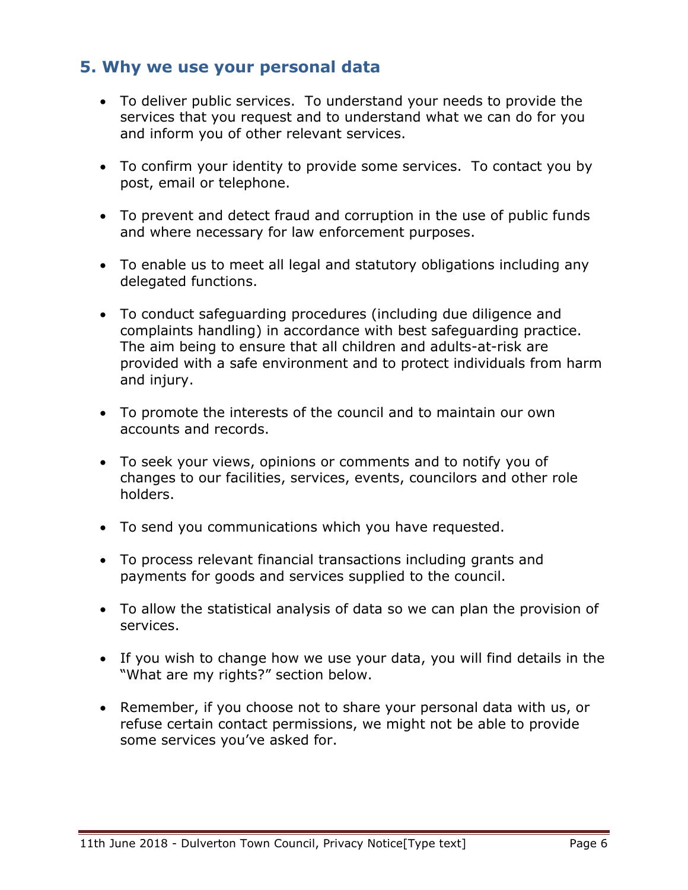## 5. Why we use your personal data

- To deliver public services. To understand your needs to provide the services that you request and to understand what we can do for you and inform you of other relevant services.
- To confirm your identity to provide some services. To contact you by post, email or telephone.
- To prevent and detect fraud and corruption in the use of public funds and where necessary for law enforcement purposes.
- To enable us to meet all legal and statutory obligations including any delegated functions.
- To conduct safeguarding procedures (including due diligence and complaints handling) in accordance with best safeguarding practice. The aim being to ensure that all children and adults-at-risk are provided with a safe environment and to protect individuals from harm and injury.
- To promote the interests of the council and to maintain our own accounts and records.
- To seek your views, opinions or comments and to notify you of changes to our facilities, services, events, councilors and other role holders.
- To send you communications which you have requested.
- To process relevant financial transactions including grants and payments for goods and services supplied to the council.
- To allow the statistical analysis of data so we can plan the provision of services.
- If you wish to change how we use your data, you will find details in the "What are my rights?" section below.
- Remember, if you choose not to share your personal data with us, or refuse certain contact permissions, we might not be able to provide some services you've asked for.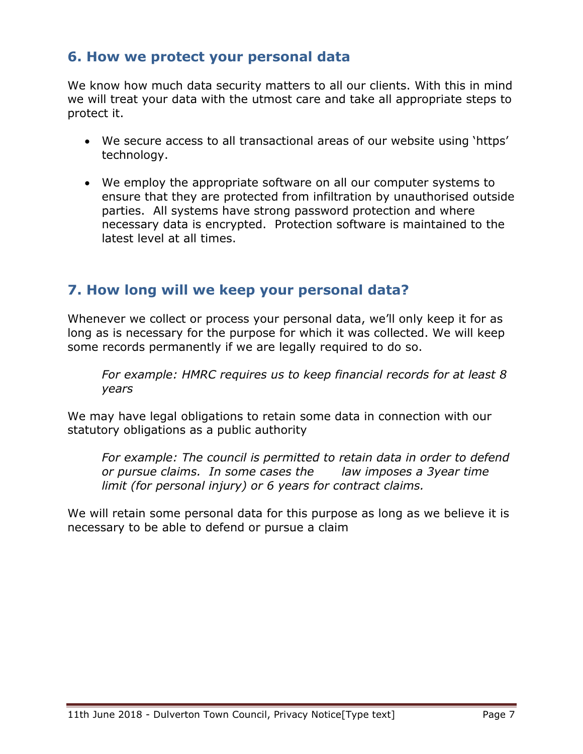## 6. How we protect your personal data

We know how much data security matters to all our clients. With this in mind we will treat your data with the utmost care and take all appropriate steps to protect it.

- We secure access to all transactional areas of our website using 'https' technology.
- We employ the appropriate software on all our computer systems to ensure that they are protected from infiltration by unauthorised outside parties. All systems have strong password protection and where necessary data is encrypted. Protection software is maintained to the latest level at all times.

## 7. How long will we keep your personal data?

Whenever we collect or process your personal data, we'll only keep it for as long as is necessary for the purpose for which it was collected. We will keep some records permanently if we are legally required to do so.

> *For example: HMRC requires us to keep financial records for at least 8 years*

We may have legal obligations to retain some data in connection with our statutory obligations as a public authority

> *For example: The council is permitted to retain data in order to defend or pursue claims. In some cases the law imposes a 3year time limit (for personal injury) or 6 years for contract claims.*

We will retain some personal data for this purpose as long as we believe it is necessary to be able to defend or pursue a claim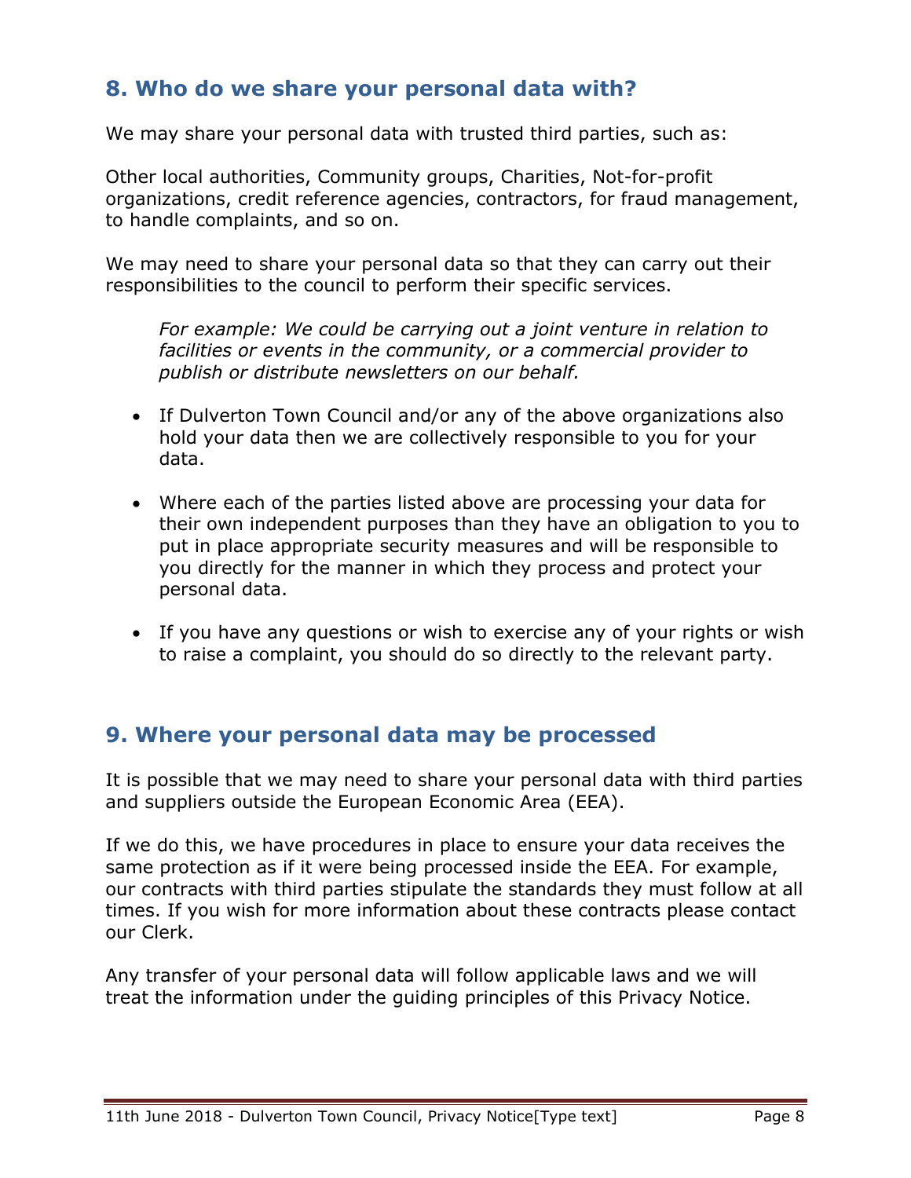## 8. Who do we share your personal data with?

We may share your personal data with trusted third parties, such as:

Other local authorities, Community groups, Charities, Not-for-profit organizations, credit reference agencies, contractors, for fraud management, to handle complaints, and so on.

We may need to share your personal data so that they can carry out their responsibilities to the council to perform their specific services.

> *For example: We could be carrying out a joint venture in relation to facilities or events in the community, or a commercial provider to publish or distribute newsletters on our behalf.*

- If Dulverton Town Council and/or any of the above organizations also hold your data then we are collectively responsible to you for your data.
- Where each of the parties listed above are processing your data for their own independent purposes than they have an obligation to you to put in place appropriate security measures and will be responsible to you directly for the manner in which they process and protect your personal data.
- If you have any questions or wish to exercise any of your rights or wish to raise a complaint, you should do so directly to the relevant party.

## 9. Where your personal data may be processed

It is possible that we may need to share your personal data with third parties and suppliers outside the European Economic Area (EEA).

If we do this, we have procedures in place to ensure your data receives the same protection as if it were being processed inside the EEA. For example, our contracts with third parties stipulate the standards they must follow at all times. If you wish for more information about these contracts please contact our Clerk.

Any transfer of your personal data will follow applicable laws and we will treat the information under the guiding principles of this Privacy Notice.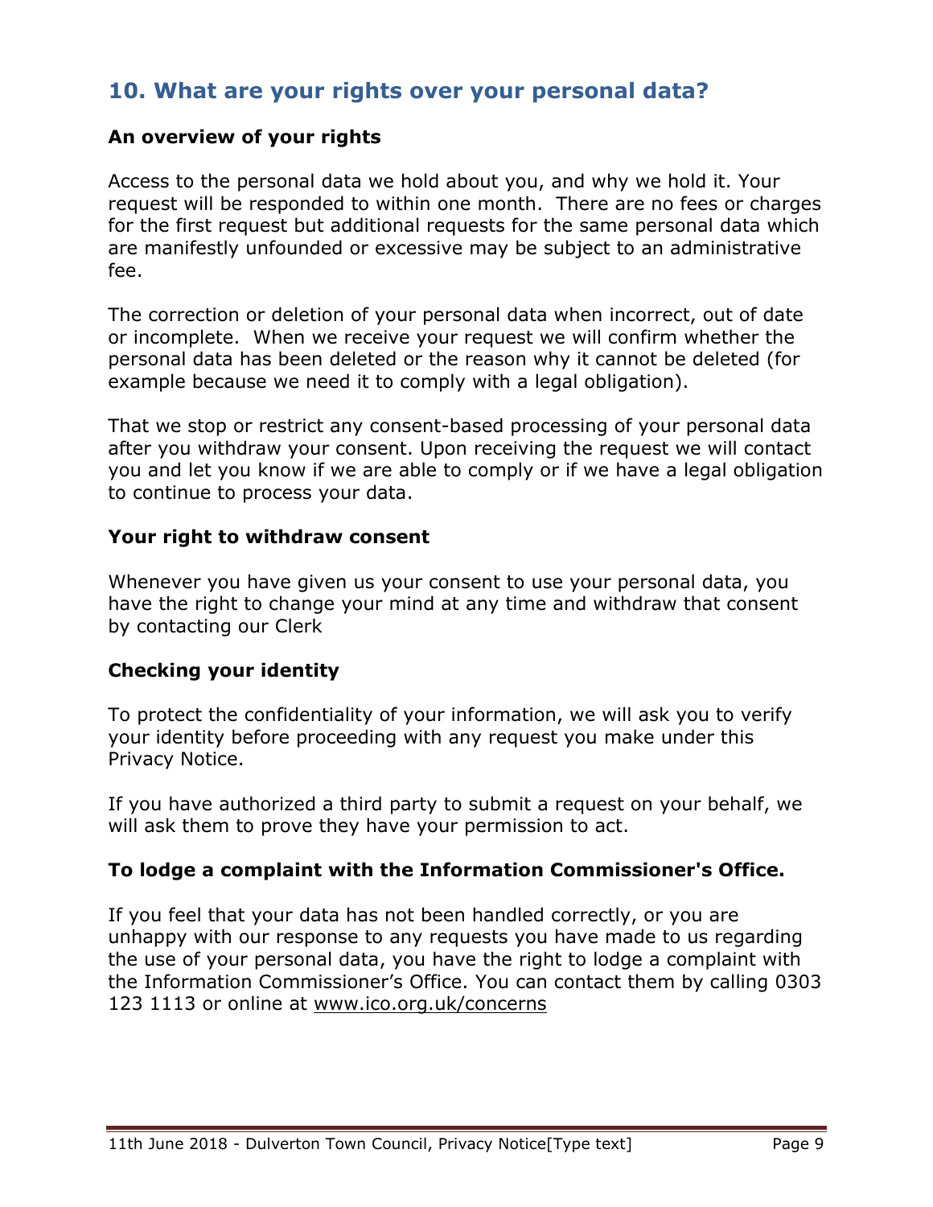## 10. What are your rights over your personal data?

**An overview of your rights**

Access to the personal data we hold about you, and why we hold it. Your request will be responded to within one month. There are no fees or charges for the first request but additional requests for the same personal data which are manifestly unfounded or excessive may be subject to an administrative fee.

The correction or deletion of your personal data when incorrect, out of date or incomplete. When we receive your request we will confirm whether the personal data has been deleted or the reason why it cannot be deleted (for example because we need it to comply with a legal obligation).

That we stop or restrict any consent-based processing of your personal data after you withdraw your consent. Upon receiving the request we will contact you and let you know if we are able to comply or if we have a legal obligation to continue to process your data.

**Your right to withdraw consent**

Whenever you have given us your consent to use your personal data, you have the right to change your mind at any time and withdraw that consent by contacting our Clerk

**Checking your identity**

To protect the confidentiality of your information, we will ask you to verify your identity before proceeding with any request you make under this Privacy Notice.

If you have authorized a third party to submit a request on your behalf, we will ask them to prove they have your permission to act.

**To lodge a complaint with the Information Commissioner's Office.**

If you feel that your data has not been handled correctly, or you are unhappy with our response to any requests you have made to us regarding the use of your personal data, you have the right to lodge a complaint with the Information Commissioner's Office. You can contact them by calling 0303 123 1113 or online at www.ico.org.uk/concerns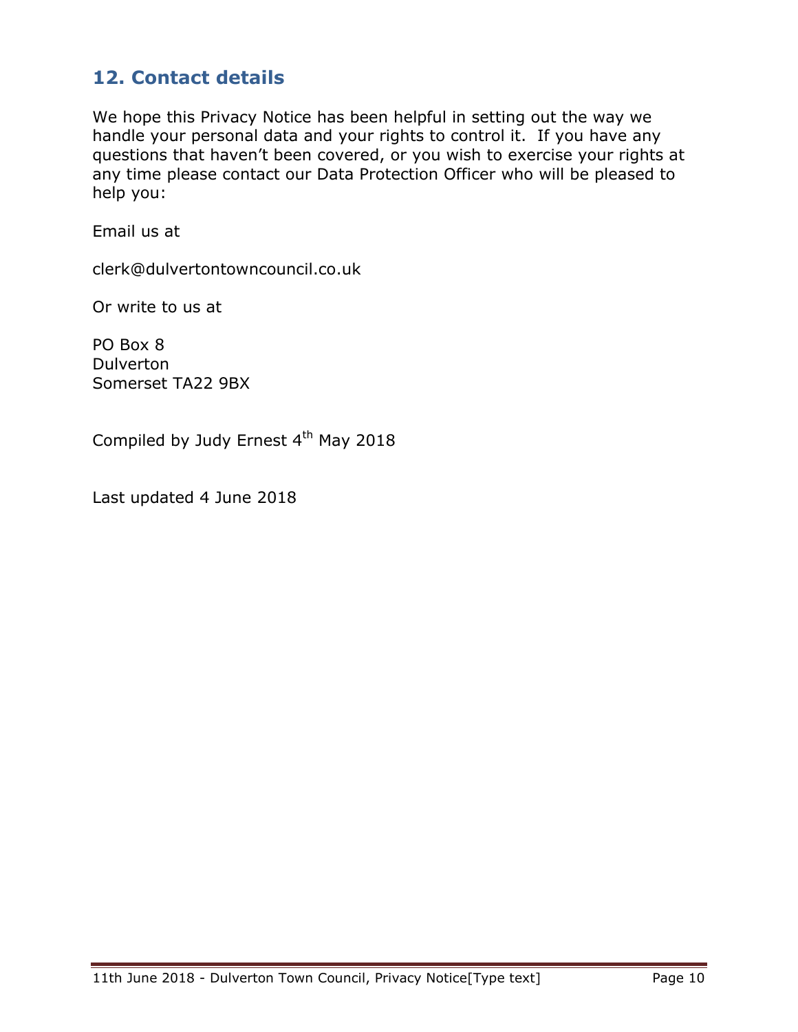## 12. Contact details

We hope this Privacy Notice has been helpful in setting out the way we handle your personal data and your rights to control it. If you have any questions that haven't been covered, or you wish to exercise your rights at any time please contact our Data Protection Officer who will be pleased to help you:

Email us at

clerk@dulvertontowncouncil.co.uk

Or write to us at

PO Box 8
Dulverton
Somerset TA22 9BX

Compiled by Judy Ernest 4th May 2018

Last updated 4 June 2018